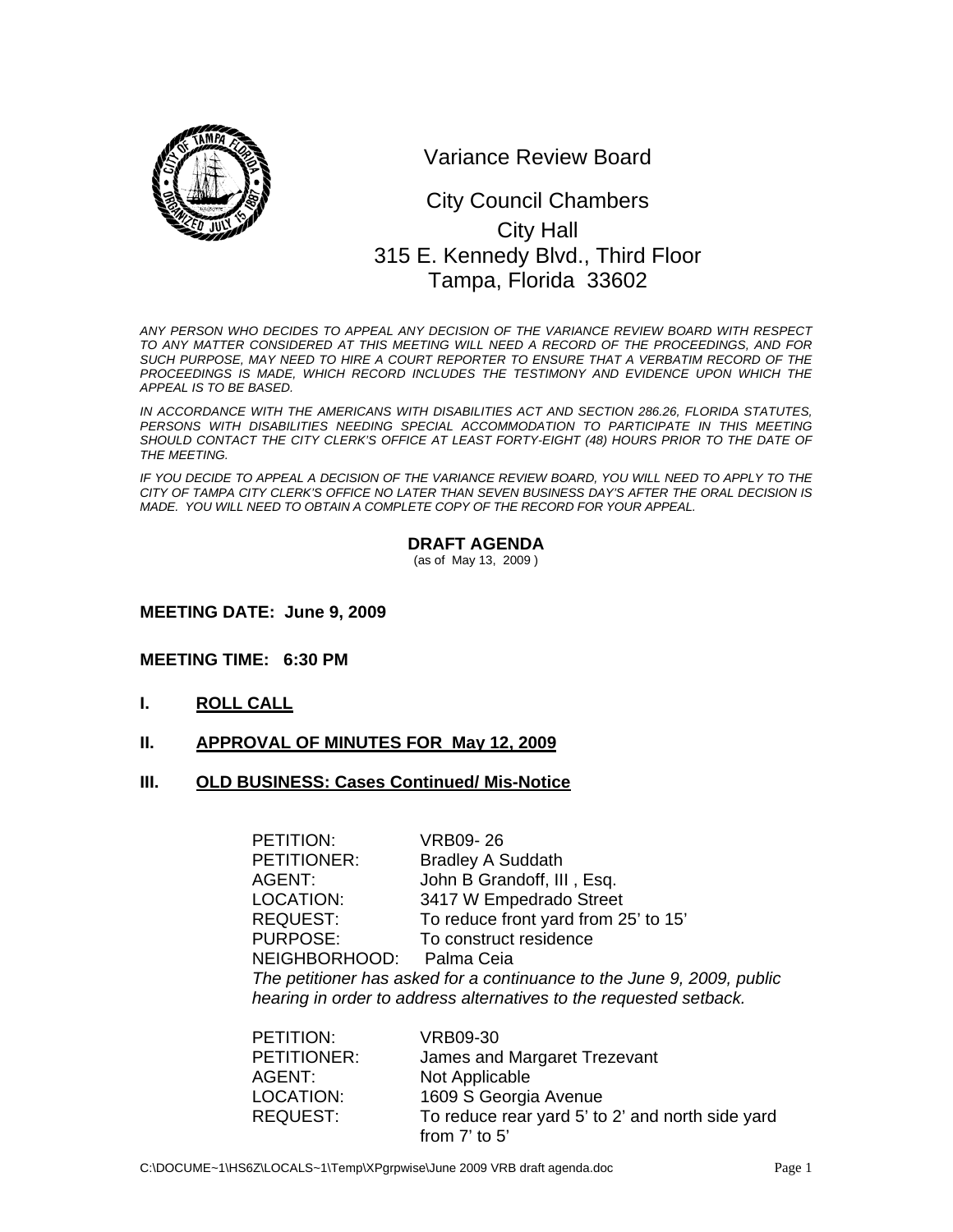# Variance Review Board

City Council Chambers
City Hall
315 E. Kennedy Blvd., Third Floor
Tampa, Florida 33602

*ANY PERSON WHO DECIDES TO APPEAL ANY DECISION OF THE VARIANCE REVIEW BOARD WITH RESPECT TO ANY MATTER CONSIDERED AT THIS MEETING WILL NEED A RECORD OF THE PROCEEDINGS, AND FOR SUCH PURPOSE, MAY NEED TO HIRE A COURT REPORTER TO ENSURE THAT A VERBATIM RECORD OF THE PROCEEDINGS IS MADE, WHICH RECORD INCLUDES THE TESTIMONY AND EVIDENCE UPON WHICH THE APPEAL IS TO BE BASED.*

*IN ACCORDANCE WITH THE AMERICANS WITH DISABILITIES ACT AND SECTION 286.26, FLORIDA STATUTES, PERSONS WITH DISABILITIES NEEDING SPECIAL ACCOMMODATION TO PARTICIPATE IN THIS MEETING SHOULD CONTACT THE CITY CLERK'S OFFICE AT LEAST FORTY-EIGHT (48) HOURS PRIOR TO THE DATE OF THE MEETING.*

*IF YOU DECIDE TO APPEAL A DECISION OF THE VARIANCE REVIEW BOARD, YOU WILL NEED TO APPLY TO THE CITY OF TAMPA CITY CLERK'S OFFICE NO LATER THAN SEVEN BUSINESS DAY'S AFTER THE ORAL DECISION IS MADE. YOU WILL NEED TO OBTAIN A COMPLETE COPY OF THE RECORD FOR YOUR APPEAL.*

## DRAFT AGENDA

(as of May 13, 2009 )

**MEETING DATE: June 9, 2009**

**MEETING TIME: 6:30 PM**

## I. ROLL CALL

## II. APPROVAL OF MINUTES FOR May 12, 2009

## III. OLD BUSINESS: Cases Continued/ Mis-Notice

PETITION: VRB09- 26
PETITIONER: Bradley A Suddath
AGENT: John B Grandoff, III , Esq.
LOCATION: 3417 W Empedrado Street
REQUEST: To reduce front yard from 25' to 15'
PURPOSE: To construct residence
NEIGHBORHOOD: Palma Ceia
*The petitioner has asked for a continuance to the June 9, 2009, public hearing in order to address alternatives to the requested setback.*

PETITION: VRB09-30
PETITIONER: James and Margaret Trezevant
AGENT: Not Applicable
LOCATION: 1609 S Georgia Avenue
REQUEST: To reduce rear yard 5' to 2' and north side yard from 7' to 5'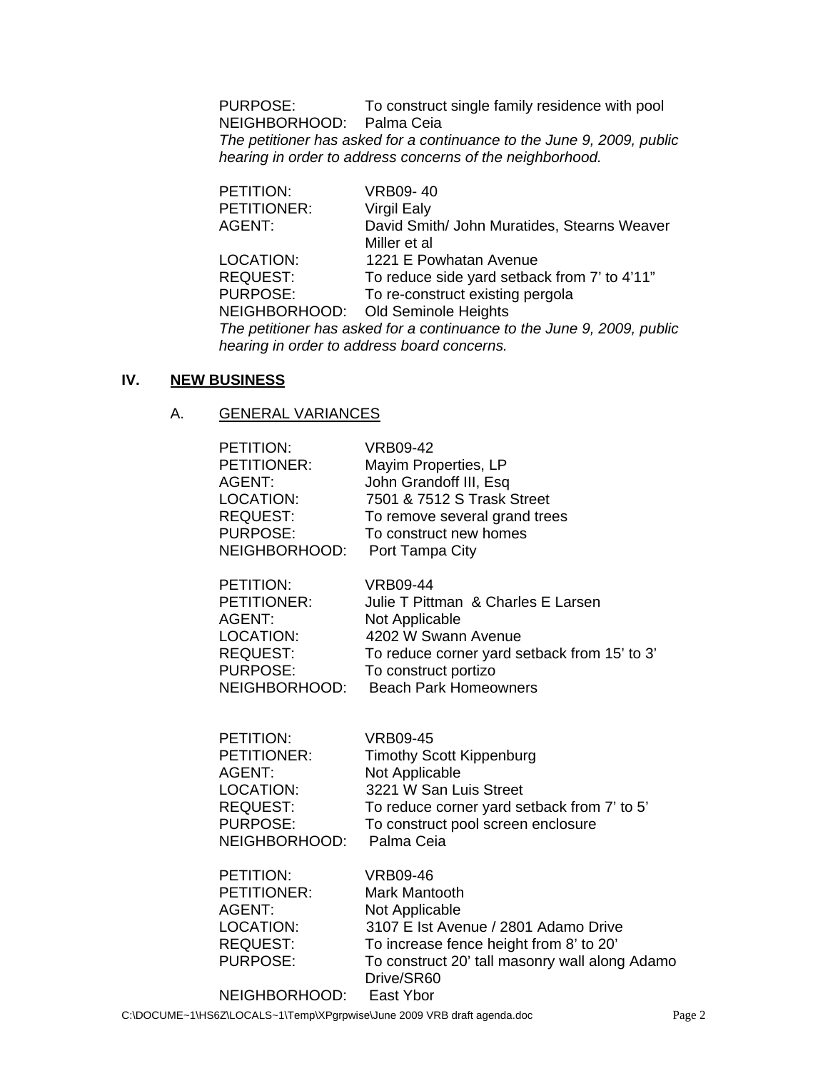PURPOSE: To construct single family residence with pool
NEIGHBORHOOD: Palma Ceia
*The petitioner has asked for a continuance to the June 9, 2009, public hearing in order to address concerns of the neighborhood.*

PETITION: VRB09- 40
PETITIONER: Virgil Ealy
AGENT: David Smith/ John Muratides, Stearns Weaver Miller et al
LOCATION: 1221 E Powhatan Avenue
REQUEST: To reduce side yard setback from 7' to 4'11"
PURPOSE: To re-construct existing pergola
NEIGHBORHOOD: Old Seminole Heights
*The petitioner has asked for a continuance to the June 9, 2009, public hearing in order to address board concerns.*

## IV. <u>NEW BUSINESS</u>

### A. <u>GENERAL VARIANCES</u>

PETITION: VRB09-42
PETITIONER: Mayim Properties, LP
AGENT: John Grandoff III, Esq
LOCATION: 7501 & 7512 S Trask Street
REQUEST: To remove several grand trees
PURPOSE: To construct new homes
NEIGHBORHOOD: Port Tampa City

PETITION: VRB09-44
PETITIONER: Julie T Pittman & Charles E Larsen
AGENT: Not Applicable
LOCATION: 4202 W Swann Avenue
REQUEST: To reduce corner yard setback from 15' to 3'
PURPOSE: To construct portizo
NEIGHBORHOOD: Beach Park Homeowners

PETITION: VRB09-45
PETITIONER: Timothy Scott Kippenburg
AGENT: Not Applicable
LOCATION: 3221 W San Luis Street
REQUEST: To reduce corner yard setback from 7' to 5'
PURPOSE: To construct pool screen enclosure
NEIGHBORHOOD: Palma Ceia

PETITION: VRB09-46
PETITIONER: Mark Mantooth
AGENT: Not Applicable
LOCATION: 3107 E Ist Avenue / 2801 Adamo Drive
REQUEST: To increase fence height from 8' to 20'
PURPOSE: To construct 20' tall masonry wall along Adamo Drive/SR60
NEIGHBORHOOD: East Ybor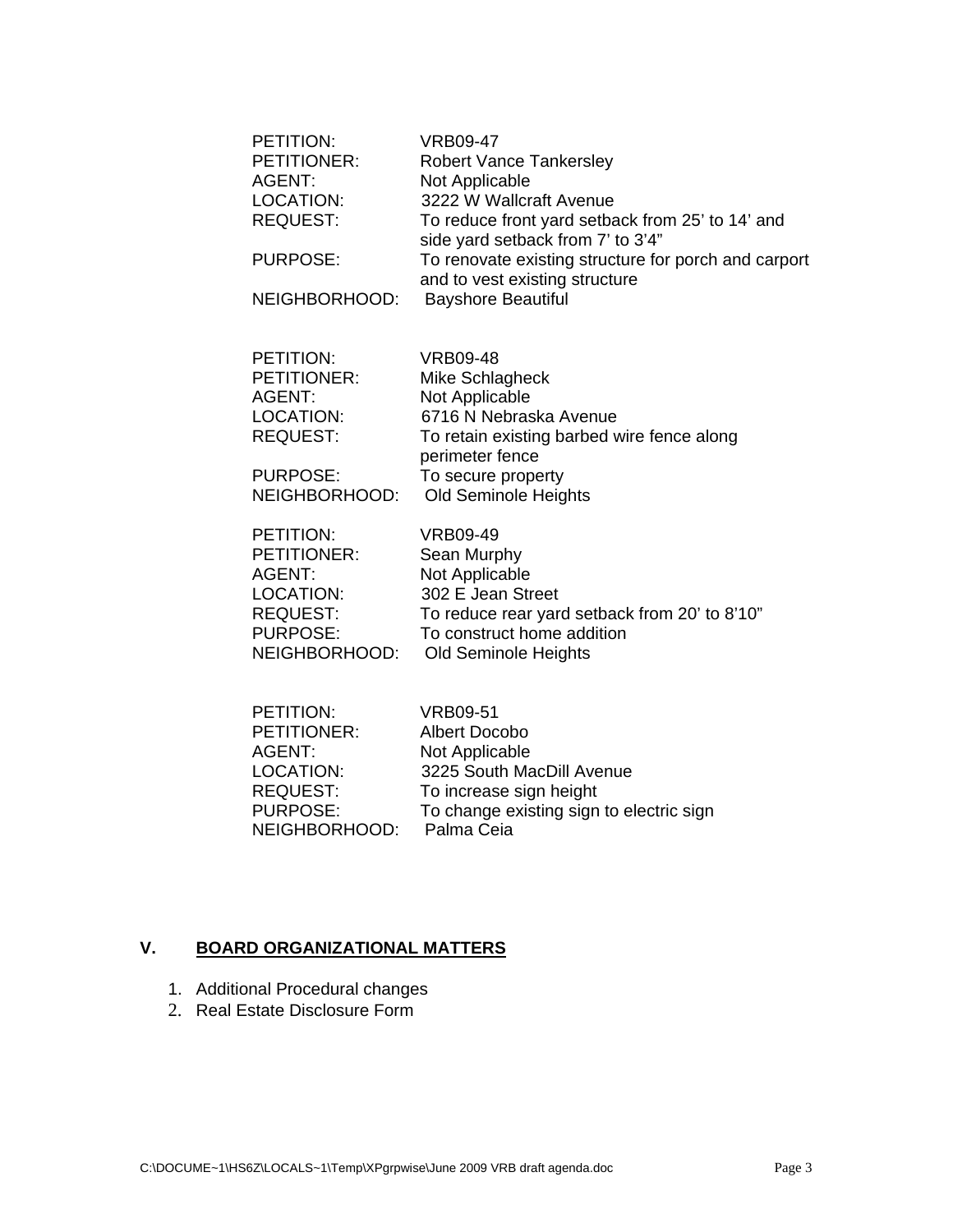PETITION: VRB09-47
PETITIONER: Robert Vance Tankersley
AGENT: Not Applicable
LOCATION: 3222 W Wallcraft Avenue
REQUEST: To reduce front yard setback from 25’ to 14’ and side yard setback from 7’ to 3’4”
PURPOSE: To renovate existing structure for porch and carport and to vest existing structure
NEIGHBORHOOD: Bayshore Beautiful

PETITION: VRB09-48
PETITIONER: Mike Schlagheck
AGENT: Not Applicable
LOCATION: 6716 N Nebraska Avenue
REQUEST: To retain existing barbed wire fence along perimeter fence
PURPOSE: To secure property
NEIGHBORHOOD: Old Seminole Heights

PETITION: VRB09-49
PETITIONER: Sean Murphy
AGENT: Not Applicable
LOCATION: 302 E Jean Street
REQUEST: To reduce rear yard setback from 20’ to 8’10”
PURPOSE: To construct home addition
NEIGHBORHOOD: Old Seminole Heights

PETITION: VRB09-51
PETITIONER: Albert Docobo
AGENT: Not Applicable
LOCATION: 3225 South MacDill Avenue
REQUEST: To increase sign height
PURPOSE: To change existing sign to electric sign
NEIGHBORHOOD: Palma Ceia

## V. BOARD ORGANIZATIONAL MATTERS

1. Additional Procedural changes
2. Real Estate Disclosure Form